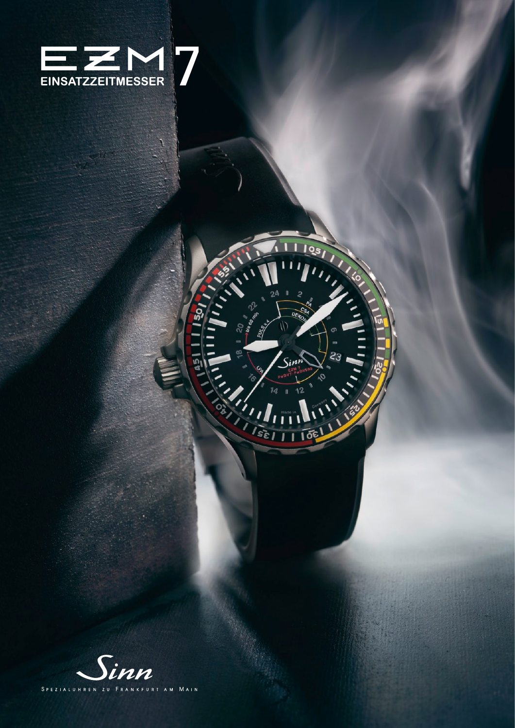# EZM 7

EINSATZZEITMESSER

Sinn

SPEZIALUHREN ZU FRANKFURT AM MAIN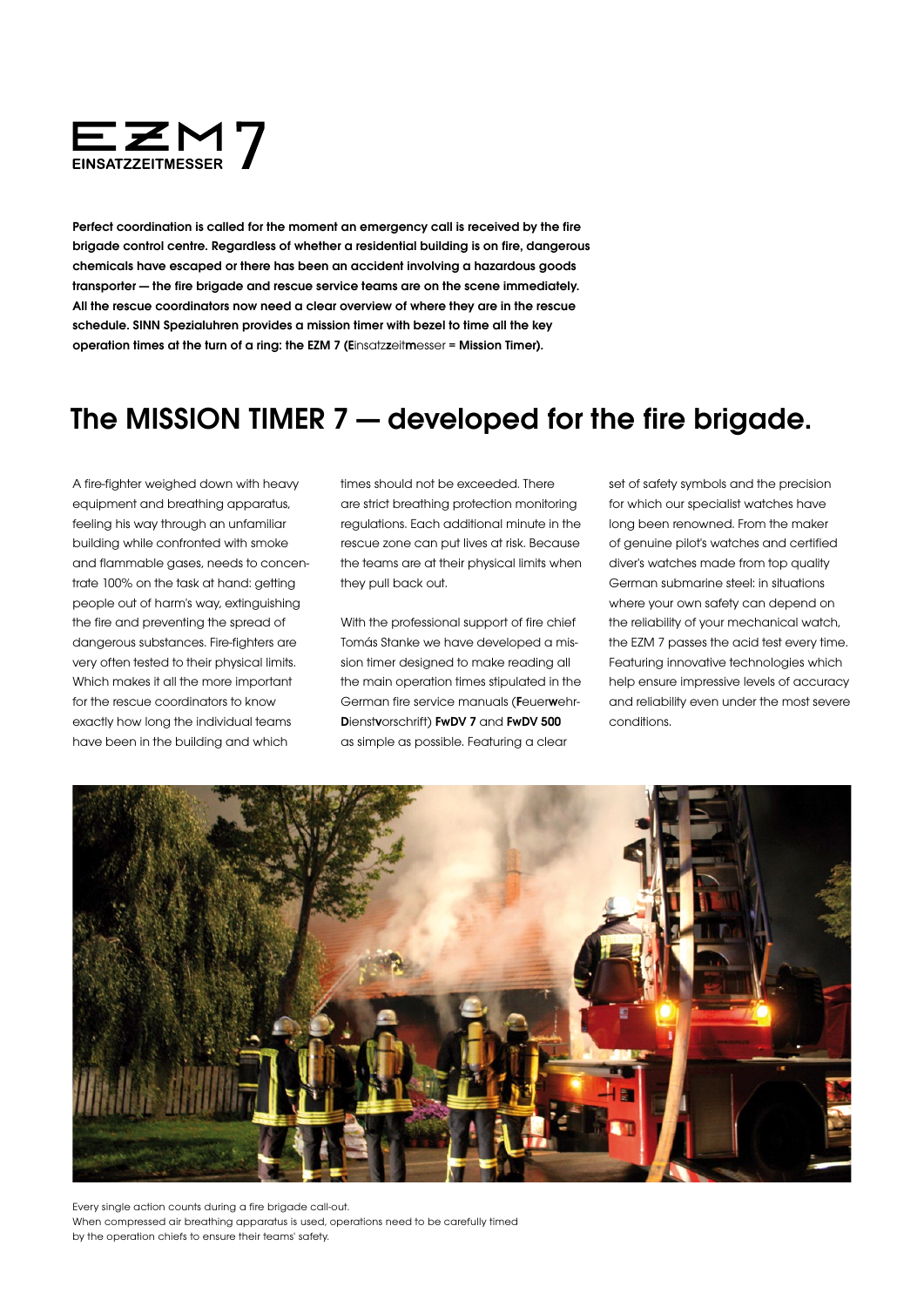# EZM 7

**EINSATZZEITMESSER**

**Perfect coordination is called for the moment an emergency call is received by the fire brigade control centre. Regardless of whether a residential building is on fire, dangerous chemicals have escaped or there has been an accident involving a hazardous goods transporter — the fire brigade and rescue service teams are on the scene immediately. All the rescue coordinators now need a clear overview of where they are in the rescue schedule. SINN Spezialuhren provides a mission timer with bezel to time all the key operation times at the turn of a ring: the EZM 7 (E**insatz**z**eit**m**esser **= Mission Timer).**

## The MISSION TIMER 7 — developed for the fire brigade.

A fire-fighter weighed down with heavy equipment and breathing apparatus, feeling his way through an unfamiliar building while confronted with smoke and flammable gases, needs to concentrate 100% on the task at hand: getting people out of harm's way, extinguishing the fire and preventing the spread of dangerous substances. Fire-fighters are very often tested to their physical limits. Which makes it all the more important for the rescue coordinators to know exactly how long the individual teams have been in the building and which times should not be exceeded. There are strict breathing protection monitoring regulations. Each additional minute in the rescue zone can put lives at risk. Because the teams are at their physical limits when they pull back out.

With the professional support of fire chief Tomás Stanke we have developed a mission timer designed to make reading all the main operation times stipulated in the German fire service manuals (**F**euer**w**ehr-**D**ienst**v**orschrift) **FwDV 7** and **FwDV 500** as simple as possible. Featuring a clear set of safety symbols and the precision for which our specialist watches have long been renowned. From the maker of genuine pilot's watches and certified diver's watches made from top quality German submarine steel: in situations where your own safety can depend on the reliability of your mechanical watch, the EZM 7 passes the acid test every time. Featuring innovative technologies which help ensure impressive levels of accuracy and reliability even under the most severe conditions.

Every single action counts during a fire brigade call-out.
When compressed air breathing apparatus is used, operations need to be carefully timed by the operation chiefs to ensure their teams' safety.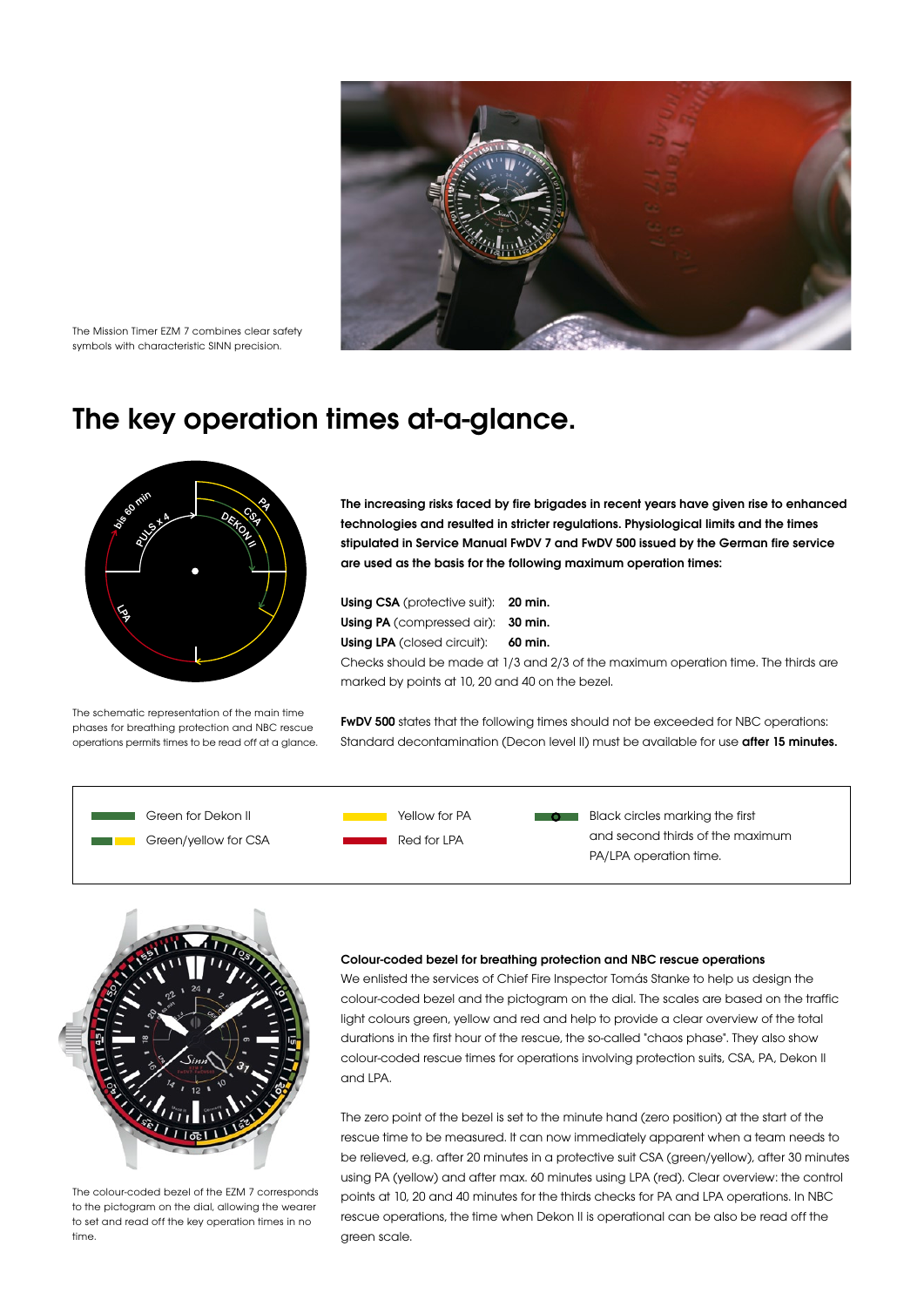The Mission Timer EZM 7 combines clear safety symbols with characteristic SINN precision.

# The key operation times at-a-glance.

The schematic representation of the main time phases for breathing protection and NBC rescue operations permits times to be read off at a glance.

**The increasing risks faced by fire brigades in recent years have given rise to enhanced technologies and resulted in stricter regulations. Physiological limits and the times stipulated in Service Manual FwDV 7 and FwDV 500 issued by the German fire service are used as the basis for the following maximum operation times:**

**Using CSA** (protective suit): **20 min.**
**Using PA** (compressed air): **30 min.**
**Using LPA** (closed circuit): **60 min.**
Checks should be made at 1/3 and 2/3 of the maximum operation time. The thirds are marked by points at 10, 20 and 40 on the bezel.

**FwDV 500** states that the following times should not be exceeded for NBC operations: Standard decontamination (Decon level II) must be available for use **after 15 minutes.**

- Green for Dekon II
- Green/yellow for CSA
- Yellow for PA
- Red for LPA
- Black circles marking the first and second thirds of the maximum PA/LPA operation time.

The colour-coded bezel of the EZM 7 corresponds to the pictogram on the dial, allowing the wearer to set and read off the key operation times in no time.

**Colour-coded bezel for breathing protection and NBC rescue operations**

We enlisted the services of Chief Fire Inspector Tomás Stanke to help us design the colour-coded bezel and the pictogram on the dial. The scales are based on the traffic light colours green, yellow and red and help to provide a clear overview of the total durations in the first hour of the rescue, the so-called "chaos phase". They also show colour-coded rescue times for operations involving protection suits, CSA, PA, Dekon II and LPA.

The zero point of the bezel is set to the minute hand (zero position) at the start of the rescue time to be measured. It can now immediately apparent when a team needs to be relieved, e.g. after 20 minutes in a protective suit CSA (green/yellow), after 30 minutes using PA (yellow) and after max. 60 minutes using LPA (red). Clear overview: the control points at 10, 20 and 40 minutes for the thirds checks for PA and LPA operations. In NBC rescue operations, the time when Dekon II is operational can be also be read off the green scale.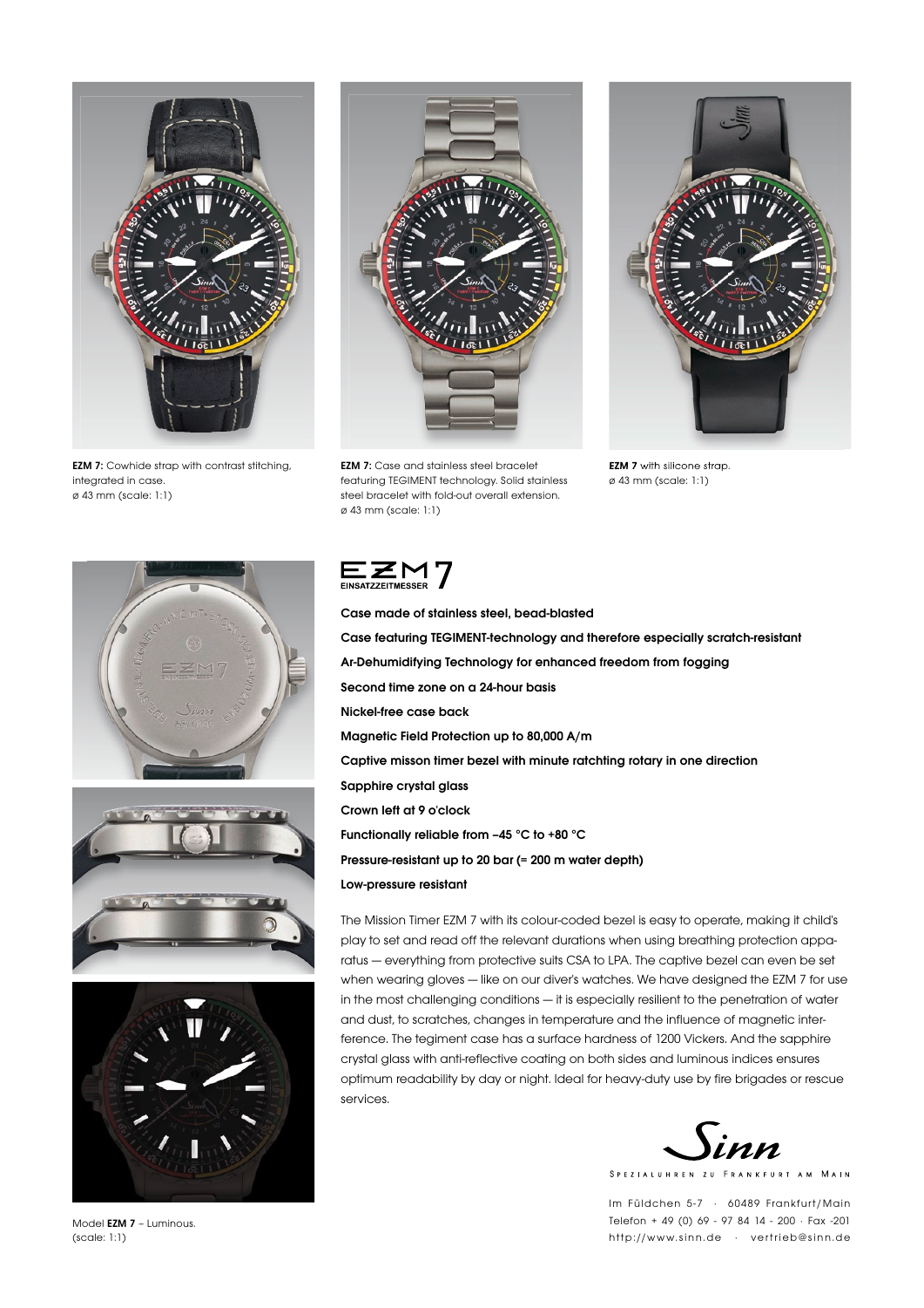**EZM 7:** Cowhide strap with contrast stitching, integrated in case.
ø 43 mm (scale: 1:1)

**EZM 7:** Case and stainless steel bracelet featuring TEGIMENT technology. Solid stainless steel bracelet with fold-out overall extension.
ø 43 mm (scale: 1:1)

**EZM 7** with silicone strap.
ø 43 mm (scale: 1:1)

# EZM 7

EINSATZZEITMESSER

**Case made of stainless steel, bead-blasted**

**Case featuring TEGIMENT-technology and therefore especially scratch-resistant**

**Ar-Dehumidifying Technology for enhanced freedom from fogging**

**Second time zone on a 24-hour basis**

**Nickel-free case back**

**Magnetic Field Protection up to 80,000 A/m**

**Captive misson timer bezel with minute ratchting rotary in one direction**

**Sapphire crystal glass**

**Crown left at 9 o'clock**

**Functionally reliable from –45 °C to +80 °C**

**Pressure-resistant up to 20 bar (= 200 m water depth)**

**Low-pressure resistant**

The Mission Timer EZM 7 with its colour-coded bezel is easy to operate, making it child's play to set and read off the relevant durations when using breathing protection apparatus — everything from protective suits CSA to LPA. The captive bezel can even be set when wearing gloves — like on our diver's watches. We have designed the EZM 7 for use in the most challenging conditions — it is especially resilient to the penetration of water and dust, to scratches, changes in temperature and the influence of magnetic interference. The tegiment case has a surface hardness of 1200 Vickers. And the sapphire crystal glass with anti-reflective coating on both sides and luminous indices ensures optimum readability by day or night. Ideal for heavy-duty use by fire brigades or rescue services.

Model **EZM 7** – Luminous.
(scale: 1:1)

Sinn

SPEZIALUHREN ZU FRANKFURT AM MAIN

Im Füldchen 5-7 · 60489 Frankfurt/Main
Telefon + 49 (0) 69 - 97 84 14 - 200 · Fax -201
http://www.sinn.de · vertrieb@sinn.de